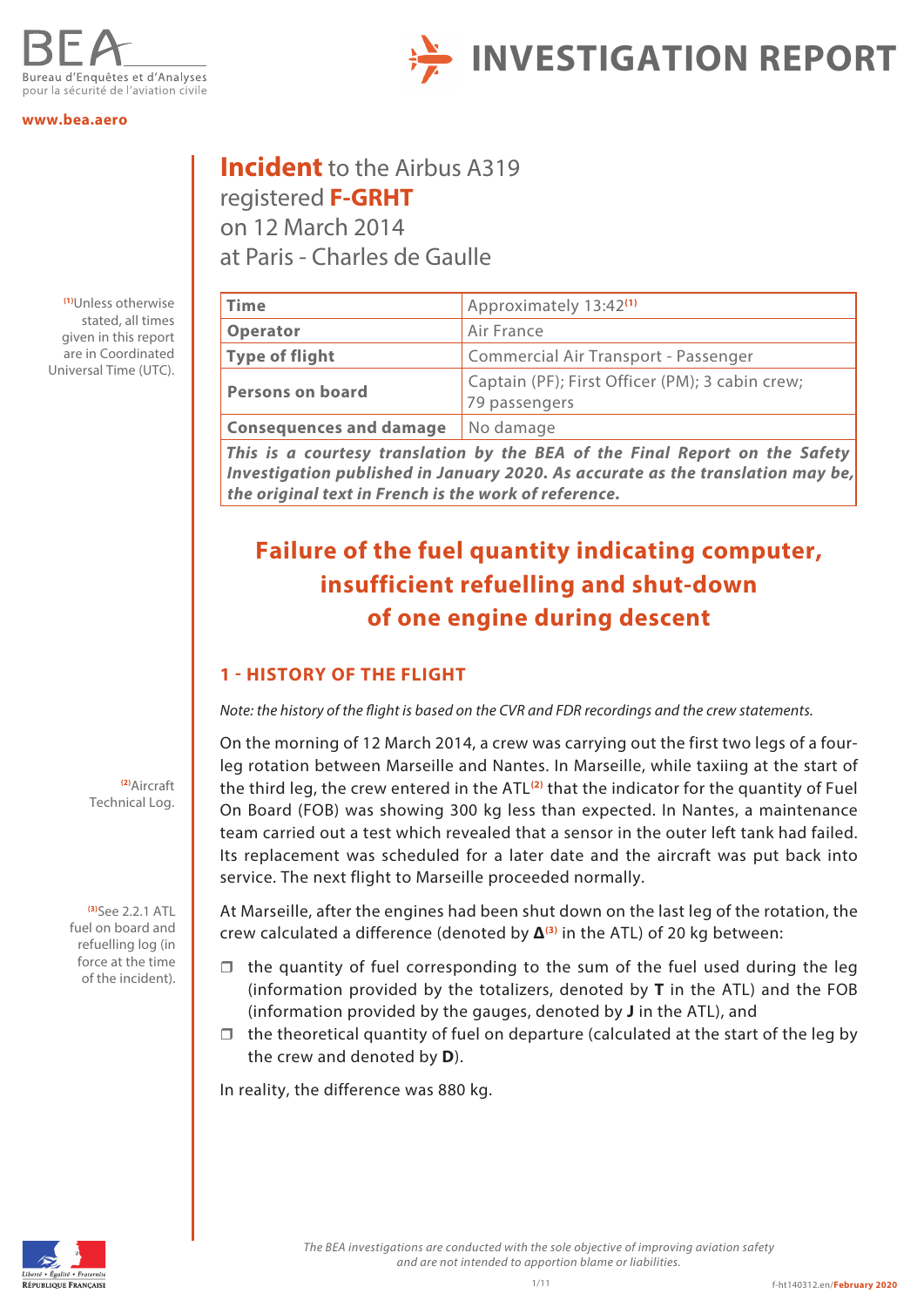BEA

Bureau d'Enquêtes et d'Analyses pour la sécurité de l'aviation civile

www.bea.aero

# INVESTIGATION REPORT

**Incident** to the Airbus A319 registered **F-GRHT** on 12 March 2014 at Paris - Charles de Gaulle

| | |
|---|---|
| **Time** | Approximately 13:42[1] |
| **Operator** | Air France |
| **Type of flight** | Commercial Air Transport - Passenger |
| **Persons on board** | Captain (PF); First Officer (PM); 3 cabin crew; 79 passengers |
| **Consequences and damage** | No damage |

***This is a courtesy translation by the BEA of the Final Report on the Safety Investigation published in January 2020. As accurate as the translation may be, the original text in French is the work of reference.***

[1] Unless otherwise stated, all times given in this report are in Coordinated Universal Time (UTC).

## Failure of the fuel quantity indicating computer, insufficient refuelling and shut-down of one engine during descent

### 1 - HISTORY OF THE FLIGHT

*Note: the history of the flight is based on the CVR and FDR recordings and the crew statements.*

On the morning of 12 March 2014, a crew was carrying out the first two legs of a four-leg rotation between Marseille and Nantes. In Marseille, while taxiing at the start of the third leg, the crew entered in the ATL[2] that the indicator for the quantity of Fuel On Board (FOB) was showing 300 kg less than expected. In Nantes, a maintenance team carried out a test which revealed that a sensor in the outer left tank had failed. Its replacement was scheduled for a later date and the aircraft was put back into service. The next flight to Marseille proceeded normally.

[2] Aircraft Technical Log.

At Marseille, after the engines had been shut down on the last leg of the rotation, the crew calculated a difference (denoted by **Δ**[3] in the ATL) of 20 kg between:

- the quantity of fuel corresponding to the sum of the fuel used during the leg (information provided by the totalizers, denoted by **T** in the ATL) and the FOB (information provided by the gauges, denoted by **J** in the ATL), and
- the theoretical quantity of fuel on departure (calculated at the start of the leg by the crew and denoted by **D**).

[3] See 2.2.1 ATL fuel on board and refuelling log (in force at the time of the incident).

In reality, the difference was 880 kg.

*The BEA investigations are conducted with the sole objective of improving aviation safety and are not intended to apportion blame or liabilities.*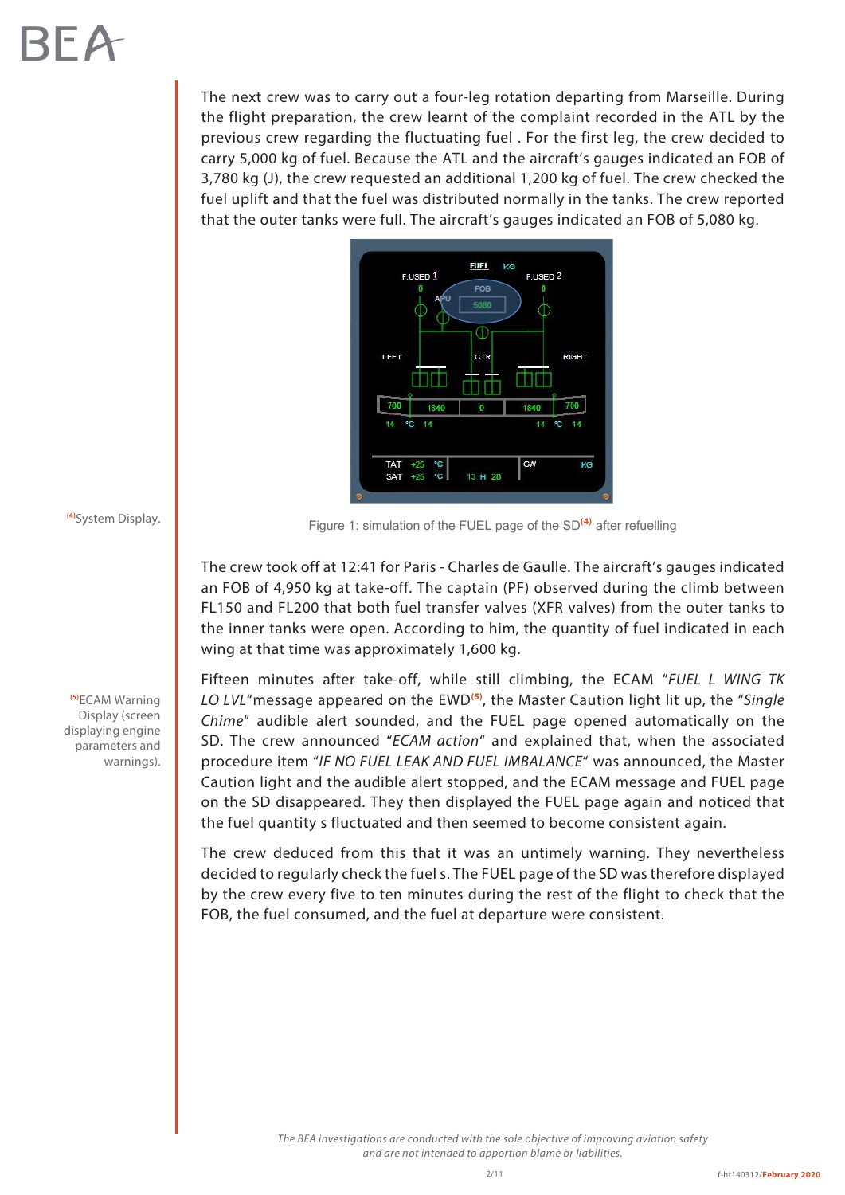The next crew was to carry out a four-leg rotation departing from Marseille. During the flight preparation, the crew learnt of the complaint recorded in the ATL by the previous crew regarding the fluctuating fuel . For the first leg, the crew decided to carry 5,000 kg of fuel. Because the ATL and the aircraft's gauges indicated an FOB of 3,780 kg (J), the crew requested an additional 1,200 kg of fuel. The crew checked the fuel uplift and that the fuel was distributed normally in the tanks. The crew reported that the outer tanks were full. The aircraft's gauges indicated an FOB of 5,080 kg.

Figure 1: simulation of the FUEL page of the SD[4] after refuelling

[4] System Display.

The crew took off at 12:41 for Paris - Charles de Gaulle. The aircraft's gauges indicated an FOB of 4,950 kg at take-off. The captain (PF) observed during the climb between FL150 and FL200 that both fuel transfer valves (XFR valves) from the outer tanks to the inner tanks were open. According to him, the quantity of fuel indicated in each wing at that time was approximately 1,600 kg.

Fifteen minutes after take-off, while still climbing, the ECAM "*FUEL L WING TK LO LVL*"message appeared on the EWD[5], the Master Caution light lit up, the "*Single Chime*" audible alert sounded, and the FUEL page opened automatically on the SD. The crew announced "*ECAM action*" and explained that, when the associated procedure item "*IF NO FUEL LEAK AND FUEL IMBALANCE*" was announced, the Master Caution light and the audible alert stopped, and the ECAM message and FUEL page on the SD disappeared. They then displayed the FUEL page again and noticed that the fuel quantity s fluctuated and then seemed to become consistent again.

[5] ECAM Warning Display (screen displaying engine parameters and warnings).

The crew deduced from this that it was an untimely warning. They nevertheless decided to regularly check the fuel s. The FUEL page of the SD was therefore displayed by the crew every five to ten minutes during the rest of the flight to check that the FOB, the fuel consumed, and the fuel at departure were consistent.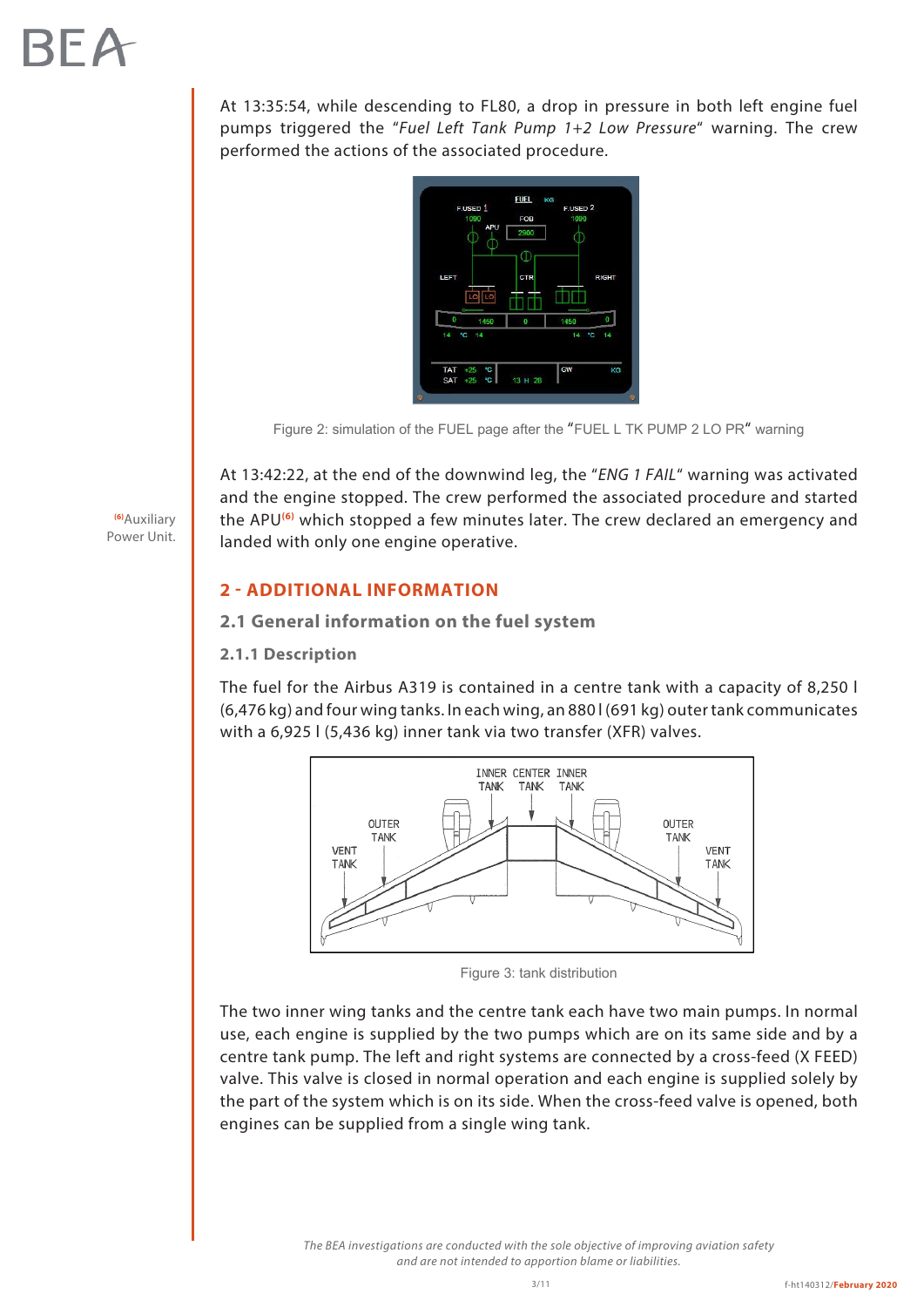At 13:35:54, while descending to FL80, a drop in pressure in both left engine fuel pumps triggered the "*Fuel Left Tank Pump 1+2 Low Pressure*" warning. The crew performed the actions of the associated procedure.

Figure 2: simulation of the FUEL page after the "FUEL L TK PUMP 2 LO PR" warning

At 13:42:22, at the end of the downwind leg, the "*ENG 1 FAIL*" warning was activated and the engine stopped. The crew performed the associated procedure and started the APU[6] which stopped a few minutes later. The crew declared an emergency and landed with only one engine operative.

[6] Auxiliary Power Unit.

## 2 - ADDITIONAL INFORMATION

### 2.1 General information on the fuel system

#### 2.1.1 Description

The fuel for the Airbus A319 is contained in a centre tank with a capacity of 8,250 l (6,476 kg) and four wing tanks. In each wing, an 880 l (691 kg) outer tank communicates with a 6,925 l (5,436 kg) inner tank via two transfer (XFR) valves.

Figure 3: tank distribution

The two inner wing tanks and the centre tank each have two main pumps. In normal use, each engine is supplied by the two pumps which are on its same side and by a centre tank pump. The left and right systems are connected by a cross-feed (X FEED) valve. This valve is closed in normal operation and each engine is supplied solely by the part of the system which is on its side. When the cross-feed valve is opened, both engines can be supplied from a single wing tank.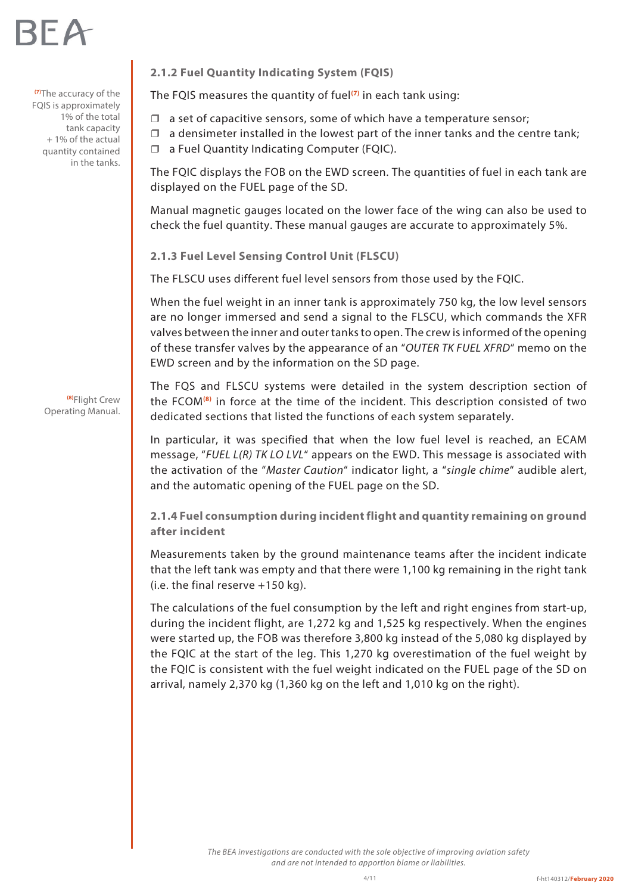### 2.1.2 Fuel Quantity Indicating System (FQIS)

The FQIS measures the quantity of fuel[7] in each tank using:

- a set of capacitive sensors, some of which have a temperature sensor;
- a densimeter installed in the lowest part of the inner tanks and the centre tank;
- a Fuel Quantity Indicating Computer (FQIC).

The FQIC displays the FOB on the EWD screen. The quantities of fuel in each tank are displayed on the FUEL page of the SD.

Manual magnetic gauges located on the lower face of the wing can also be used to check the fuel quantity. These manual gauges are accurate to approximately 5%.

[7] The accuracy of the FQIS is approximately 1% of the total tank capacity + 1% of the actual quantity contained in the tanks.

### 2.1.3 Fuel Level Sensing Control Unit (FLSCU)

The FLSCU uses different fuel level sensors from those used by the FQIC.

When the fuel weight in an inner tank is approximately 750 kg, the low level sensors are no longer immersed and send a signal to the FLSCU, which commands the XFR valves between the inner and outer tanks to open. The crew is informed of the opening of these transfer valves by the appearance of an "*OUTER TK FUEL XFRD*" memo on the EWD screen and by the information on the SD page.

The FQS and FLSCU systems were detailed in the system description section of the FCOM[8] in force at the time of the incident. This description consisted of two dedicated sections that listed the functions of each system separately.

[8] Flight Crew Operating Manual.

In particular, it was specified that when the low fuel level is reached, an ECAM message, "*FUEL L(R) TK LO LVL*" appears on the EWD. This message is associated with the activation of the "*Master Caution*" indicator light, a "*single chime*" audible alert, and the automatic opening of the FUEL page on the SD.

### 2.1.4 Fuel consumption during incident flight and quantity remaining on ground after incident

Measurements taken by the ground maintenance teams after the incident indicate that the left tank was empty and that there were 1,100 kg remaining in the right tank (i.e. the final reserve +150 kg).

The calculations of the fuel consumption by the left and right engines from start-up, during the incident flight, are 1,272 kg and 1,525 kg respectively. When the engines were started up, the FOB was therefore 3,800 kg instead of the 5,080 kg displayed by the FQIC at the start of the leg. This 1,270 kg overestimation of the fuel weight by the FQIC is consistent with the fuel weight indicated on the FUEL page of the SD on arrival, namely 2,370 kg (1,360 kg on the left and 1,010 kg on the right).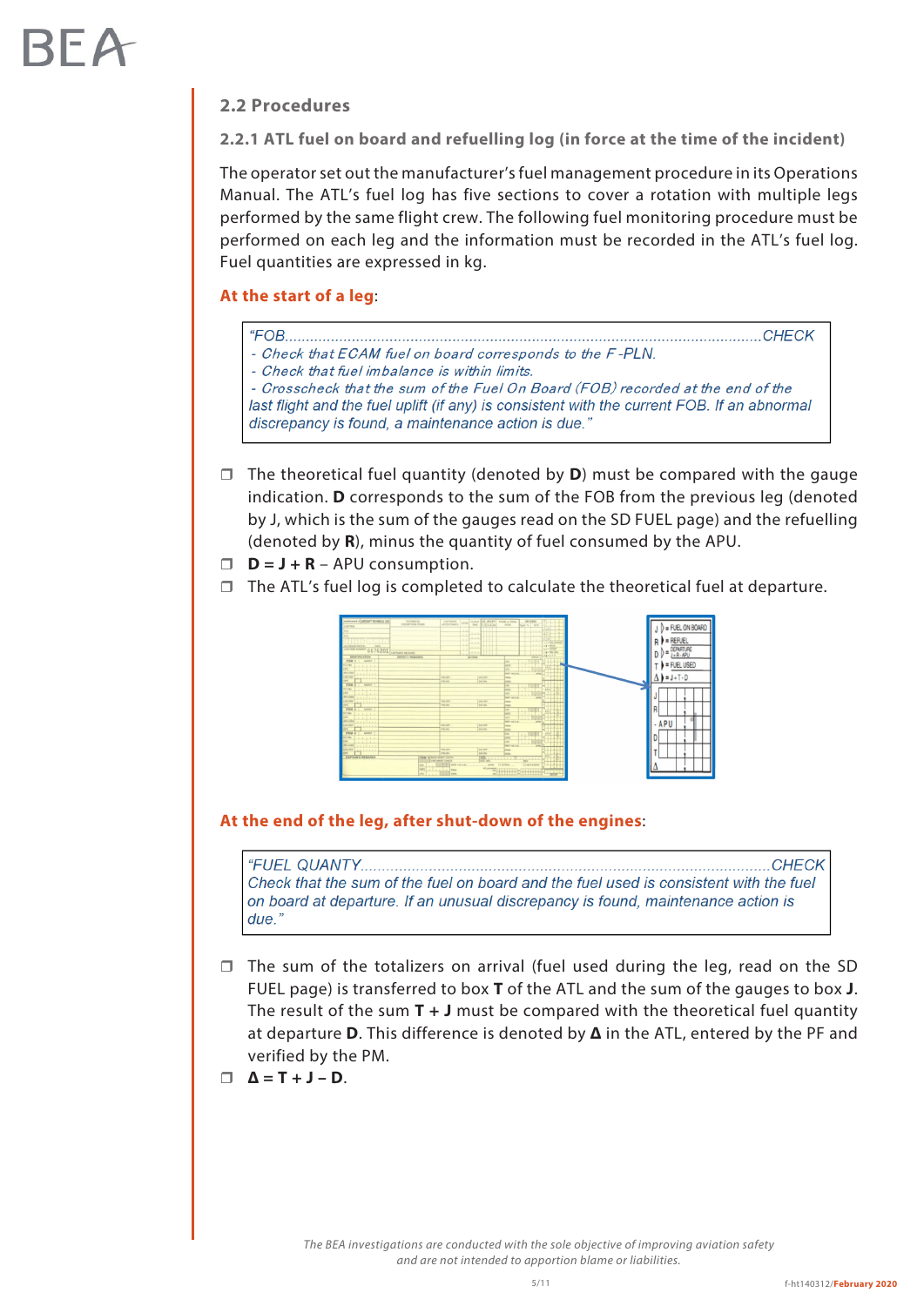## 2.2 Procedures

### 2.2.1 ATL fuel on board and refuelling log (in force at the time of the incident)

The operator set out the manufacturer's fuel management procedure in its Operations Manual. The ATL's fuel log has five sections to cover a rotation with multiple legs performed by the same flight crew. The following fuel monitoring procedure must be performed on each leg and the information must be recorded in the ATL's fuel log. Fuel quantities are expressed in kg.

**At the start of a leg**:

> *"FOB......................................................................................................................CHECK*
> *- Check that ECAM fuel on board corresponds to the F-PLN.*
> *- Check that fuel imbalance is within limits.*
> *- Crosscheck that the sum of the Fuel On Board (FOB) recorded at the end of the last flight and the fuel uplift (if any) is consistent with the current FOB. If an abnormal discrepancy is found, a maintenance action is due."*

- The theoretical fuel quantity (denoted by **D**) must be compared with the gauge indication. **D** corresponds to the sum of the FOB from the previous leg (denoted by J, which is the sum of the gauges read on the SD FUEL page) and the refuelling (denoted by **R**), minus the quantity of fuel consumed by the APU.
- **D = J + R** – APU consumption.
- The ATL's fuel log is completed to calculate the theoretical fuel at departure.

**At the end of the leg, after shut-down of the engines**:

> *"FUEL QUANTITY.........................................................................................................CHECK*
> *Check that the sum of the fuel on board and the fuel used is consistent with the fuel on board at departure. If an unusual discrepancy is found, maintenance action is due."*

- The sum of the totalizers on arrival (fuel used during the leg, read on the SD FUEL page) is transferred to box **T** of the ATL and the sum of the gauges to box **J**. The result of the sum **T + J** must be compared with the theoretical fuel quantity at departure **D**. This difference is denoted by **Δ** in the ATL, entered by the PF and verified by the PM.
- **Δ = T + J – D**.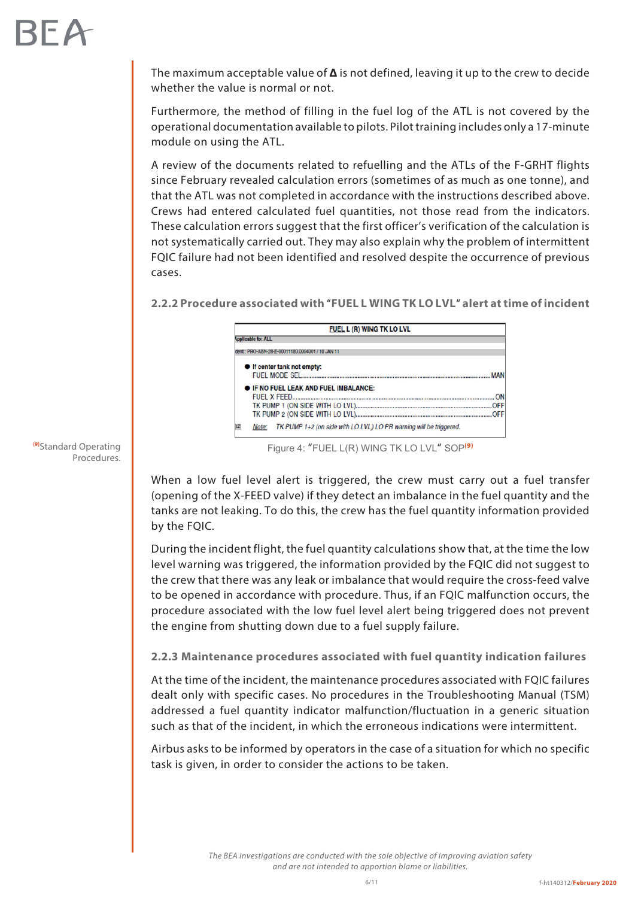The maximum acceptable value of **Δ** is not defined, leaving it up to the crew to decide whether the value is normal or not.

Furthermore, the method of filling in the fuel log of the ATL is not covered by the operational documentation available to pilots. Pilot training includes only a 17-minute module on using the ATL.

A review of the documents related to refuelling and the ATLs of the F-GRHT flights since February revealed calculation errors (sometimes of as much as one tonne), and that the ATL was not completed in accordance with the instructions described above. Crews had entered calculated fuel quantities, not those read from the indicators. These calculation errors suggest that the first officer's verification of the calculation is not systematically carried out. They may also explain why the problem of intermittent FQIC failure had not been identified and resolved despite the occurrence of previous cases.

### 2.2.2 Procedure associated with "FUEL L WING TK LO LVL" alert at time of incident

**FUEL L (R) WING TK LO LVL**

Applicable to: ALL

Ident.: PRO-ABN-28-E-00011180.0004001 / 10 JAN 11

- **If center tank not empty:**
  - FUEL MODE SEL........ MAN
- **IF NO FUEL LEAK AND FUEL IMBALANCE:**
  - FUEL X FEED........ ON
  - TK PUMP 1 (ON SIDE WITH LO LVL)........ OFF
  - TK PUMP 2 (ON SIDE WITH LO LVL)........ OFF

*Note: TK PUMP 1+2 (on side with LO LVL) LO PR warning will be triggered.*

Figure 4: "FUEL L(R) WING TK LO LVL" SOP[9]

[9] Standard Operating Procedures.

When a low fuel level alert is triggered, the crew must carry out a fuel transfer (opening of the X-FEED valve) if they detect an imbalance in the fuel quantity and the tanks are not leaking. To do this, the crew has the fuel quantity information provided by the FQIC.

During the incident flight, the fuel quantity calculations show that, at the time the low level warning was triggered, the information provided by the FQIC did not suggest to the crew that there was any leak or imbalance that would require the cross-feed valve to be opened in accordance with procedure. Thus, if an FQIC malfunction occurs, the procedure associated with the low fuel level alert being triggered does not prevent the engine from shutting down due to a fuel supply failure.

### 2.2.3 Maintenance procedures associated with fuel quantity indication failures

At the time of the incident, the maintenance procedures associated with FQIC failures dealt only with specific cases. No procedures in the Troubleshooting Manual (TSM) addressed a fuel quantity indicator malfunction/fluctuation in a generic situation such as that of the incident, in which the erroneous indications were intermittent.

Airbus asks to be informed by operators in the case of a situation for which no specific task is given, in order to consider the actions to be taken.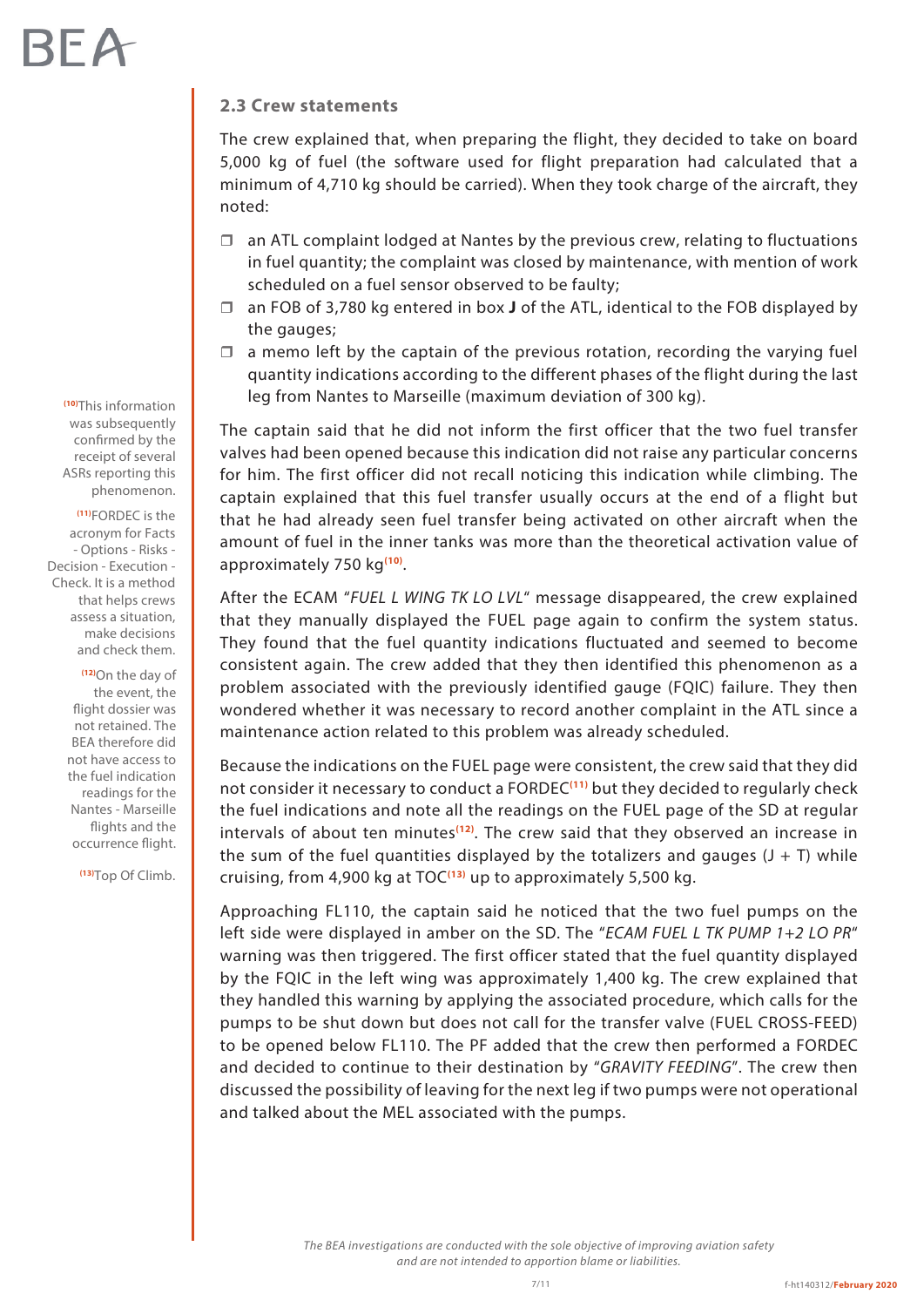## 2.3 Crew statements

The crew explained that, when preparing the flight, they decided to take on board 5,000 kg of fuel (the software used for flight preparation had calculated that a minimum of 4,710 kg should be carried). When they took charge of the aircraft, they noted:

- an ATL complaint lodged at Nantes by the previous crew, relating to fluctuations in fuel quantity; the complaint was closed by maintenance, with mention of work scheduled on a fuel sensor observed to be faulty;
- an FOB of 3,780 kg entered in box **J** of the ATL, identical to the FOB displayed by the gauges;
- a memo left by the captain of the previous rotation, recording the varying fuel quantity indications according to the different phases of the flight during the last leg from Nantes to Marseille (maximum deviation of 300 kg).

The captain said that he did not inform the first officer that the two fuel transfer valves had been opened because this indication did not raise any particular concerns for him. The first officer did not recall noticing this indication while climbing. The captain explained that this fuel transfer usually occurs at the end of a flight but that he had already seen fuel transfer being activated on other aircraft when the amount of fuel in the inner tanks was more than the theoretical activation value of approximately 750 kg[10].

After the ECAM "*FUEL L WING TK LO LVL*" message disappeared, the crew explained that they manually displayed the FUEL page again to confirm the system status. They found that the fuel quantity indications fluctuated and seemed to become consistent again. The crew added that they then identified this phenomenon as a problem associated with the previously identified gauge (FQIC) failure. They then wondered whether it was necessary to record another complaint in the ATL since a maintenance action related to this problem was already scheduled.

Because the indications on the FUEL page were consistent, the crew said that they did not consider it necessary to conduct a FORDEC[11] but they decided to regularly check the fuel indications and note all the readings on the FUEL page of the SD at regular intervals of about ten minutes[12]. The crew said that they observed an increase in the sum of the fuel quantities displayed by the totalizers and gauges (J + T) while cruising, from 4,900 kg at TOC[13] up to approximately 5,500 kg.

Approaching FL110, the captain said he noticed that the two fuel pumps on the left side were displayed in amber on the SD. The "*ECAM FUEL L TK PUMP 1+2 LO PR*" warning was then triggered. The first officer stated that the fuel quantity displayed by the FQIC in the left wing was approximately 1,400 kg. The crew explained that they handled this warning by applying the associated procedure, which calls for the pumps to be shut down but does not call for the transfer valve (FUEL CROSS-FEED) to be opened below FL110. The PF added that the crew then performed a FORDEC and decided to continue to their destination by "*GRAVITY FEEDING*". The crew then discussed the possibility of leaving for the next leg if two pumps were not operational and talked about the MEL associated with the pumps.

[10] This information was subsequently confirmed by the receipt of several ASRs reporting this phenomenon.

[11] FORDEC is the acronym for Facts - Options - Risks - Decision - Execution - Check. It is a method that helps crews assess a situation, make decisions and check them.

[12] On the day of the event, the flight dossier was not retained. The BEA therefore did not have access to the fuel indication readings for the Nantes - Marseille flights and the occurrence flight.

[13] Top Of Climb.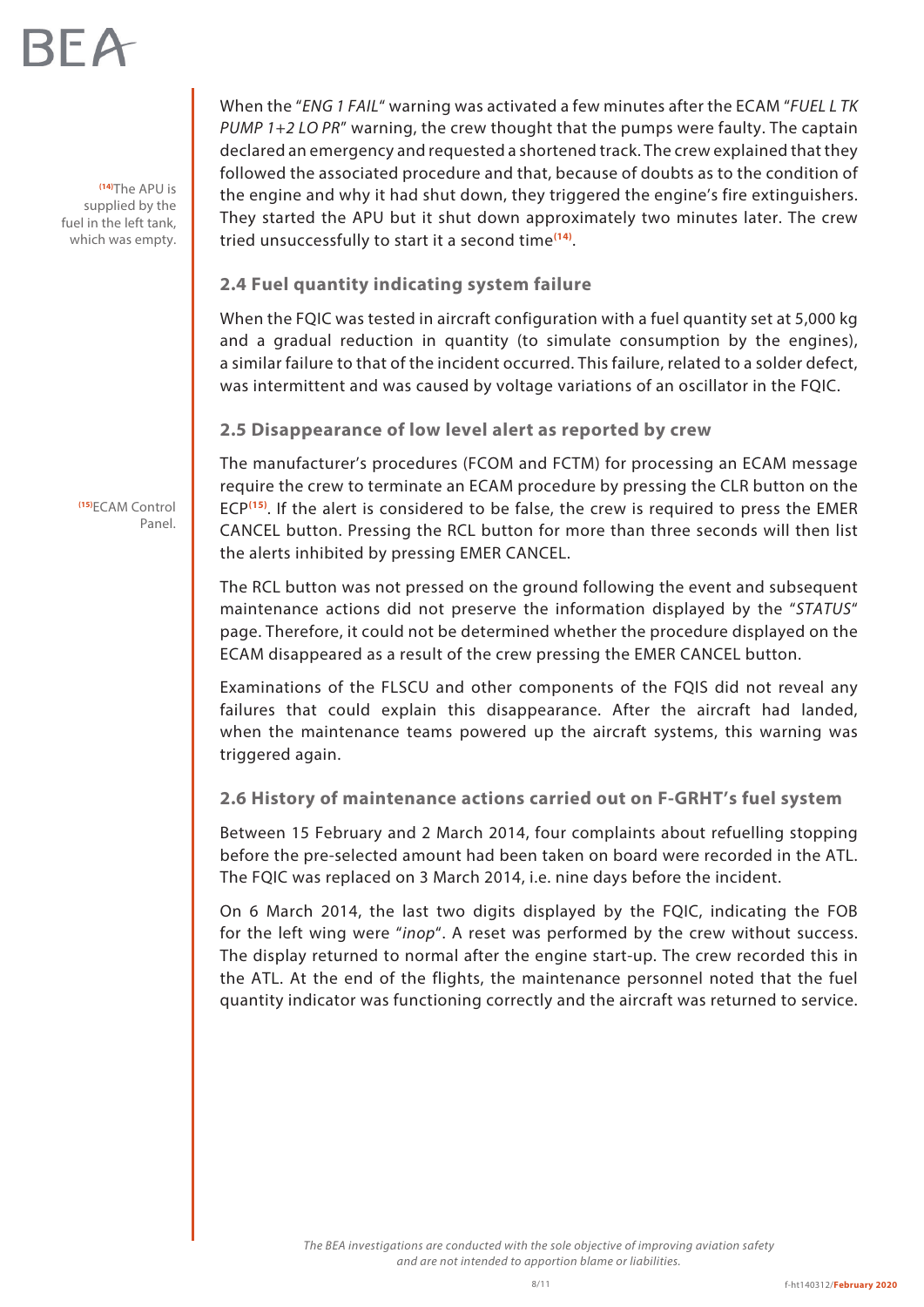When the "*ENG 1 FAIL*" warning was activated a few minutes after the ECAM "*FUEL L TK PUMP 1+2 LO PR*" warning, the crew thought that the pumps were faulty. The captain declared an emergency and requested a shortened track. The crew explained that they followed the associated procedure and that, because of doubts as to the condition of the engine and why it had shut down, they triggered the engine's fire extinguishers. They started the APU but it shut down approximately two minutes later. The crew tried unsuccessfully to start it a second time[14].

[14] The APU is supplied by the fuel in the left tank, which was empty.

## 2.4 Fuel quantity indicating system failure

When the FQIC was tested in aircraft configuration with a fuel quantity set at 5,000 kg and a gradual reduction in quantity (to simulate consumption by the engines), a similar failure to that of the incident occurred. This failure, related to a solder defect, was intermittent and was caused by voltage variations of an oscillator in the FQIC.

## 2.5 Disappearance of low level alert as reported by crew

The manufacturer's procedures (FCOM and FCTM) for processing an ECAM message require the crew to terminate an ECAM procedure by pressing the CLR button on the ECP[15]. If the alert is considered to be false, the crew is required to press the EMER CANCEL button. Pressing the RCL button for more than three seconds will then list the alerts inhibited by pressing EMER CANCEL.

[15] ECAM Control Panel.

The RCL button was not pressed on the ground following the event and subsequent maintenance actions did not preserve the information displayed by the "*STATUS*" page. Therefore, it could not be determined whether the procedure displayed on the ECAM disappeared as a result of the crew pressing the EMER CANCEL button.

Examinations of the FLSCU and other components of the FQIS did not reveal any failures that could explain this disappearance. After the aircraft had landed, when the maintenance teams powered up the aircraft systems, this warning was triggered again.

## 2.6 History of maintenance actions carried out on F-GRHT's fuel system

Between 15 February and 2 March 2014, four complaints about refuelling stopping before the pre-selected amount had been taken on board were recorded in the ATL. The FQIC was replaced on 3 March 2014, i.e. nine days before the incident.

On 6 March 2014, the last two digits displayed by the FQIC, indicating the FOB for the left wing were "*inop*". A reset was performed by the crew without success. The display returned to normal after the engine start-up. The crew recorded this in the ATL. At the end of the flights, the maintenance personnel noted that the fuel quantity indicator was functioning correctly and the aircraft was returned to service.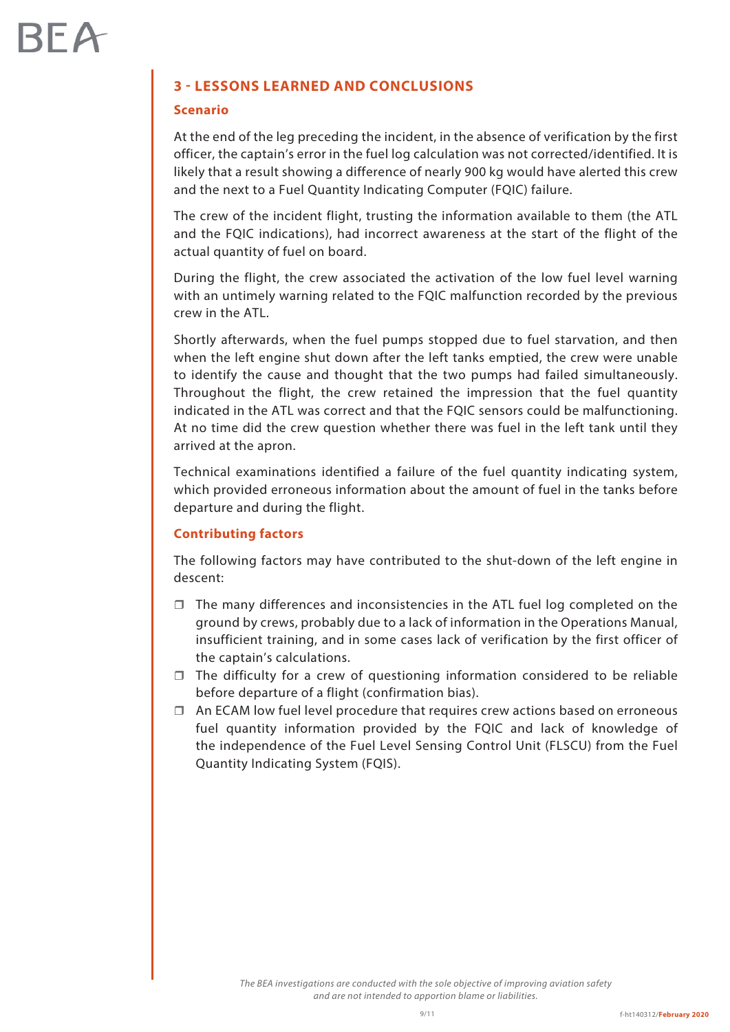## 3 - LESSONS LEARNED AND CONCLUSIONS

### Scenario

At the end of the leg preceding the incident, in the absence of verification by the first officer, the captain's error in the fuel log calculation was not corrected/identified. It is likely that a result showing a difference of nearly 900 kg would have alerted this crew and the next to a Fuel Quantity Indicating Computer (FQIC) failure.

The crew of the incident flight, trusting the information available to them (the ATL and the FQIC indications), had incorrect awareness at the start of the flight of the actual quantity of fuel on board.

During the flight, the crew associated the activation of the low fuel level warning with an untimely warning related to the FQIC malfunction recorded by the previous crew in the ATL.

Shortly afterwards, when the fuel pumps stopped due to fuel starvation, and then when the left engine shut down after the left tanks emptied, the crew were unable to identify the cause and thought that the two pumps had failed simultaneously. Throughout the flight, the crew retained the impression that the fuel quantity indicated in the ATL was correct and that the FQIC sensors could be malfunctioning. At no time did the crew question whether there was fuel in the left tank until they arrived at the apron.

Technical examinations identified a failure of the fuel quantity indicating system, which provided erroneous information about the amount of fuel in the tanks before departure and during the flight.

### Contributing factors

The following factors may have contributed to the shut-down of the left engine in descent:

- The many differences and inconsistencies in the ATL fuel log completed on the ground by crews, probably due to a lack of information in the Operations Manual, insufficient training, and in some cases lack of verification by the first officer of the captain's calculations.
- The difficulty for a crew of questioning information considered to be reliable before departure of a flight (confirmation bias).
- An ECAM low fuel level procedure that requires crew actions based on erroneous fuel quantity information provided by the FQIC and lack of knowledge of the independence of the Fuel Level Sensing Control Unit (FLSCU) from the Fuel Quantity Indicating System (FQIS).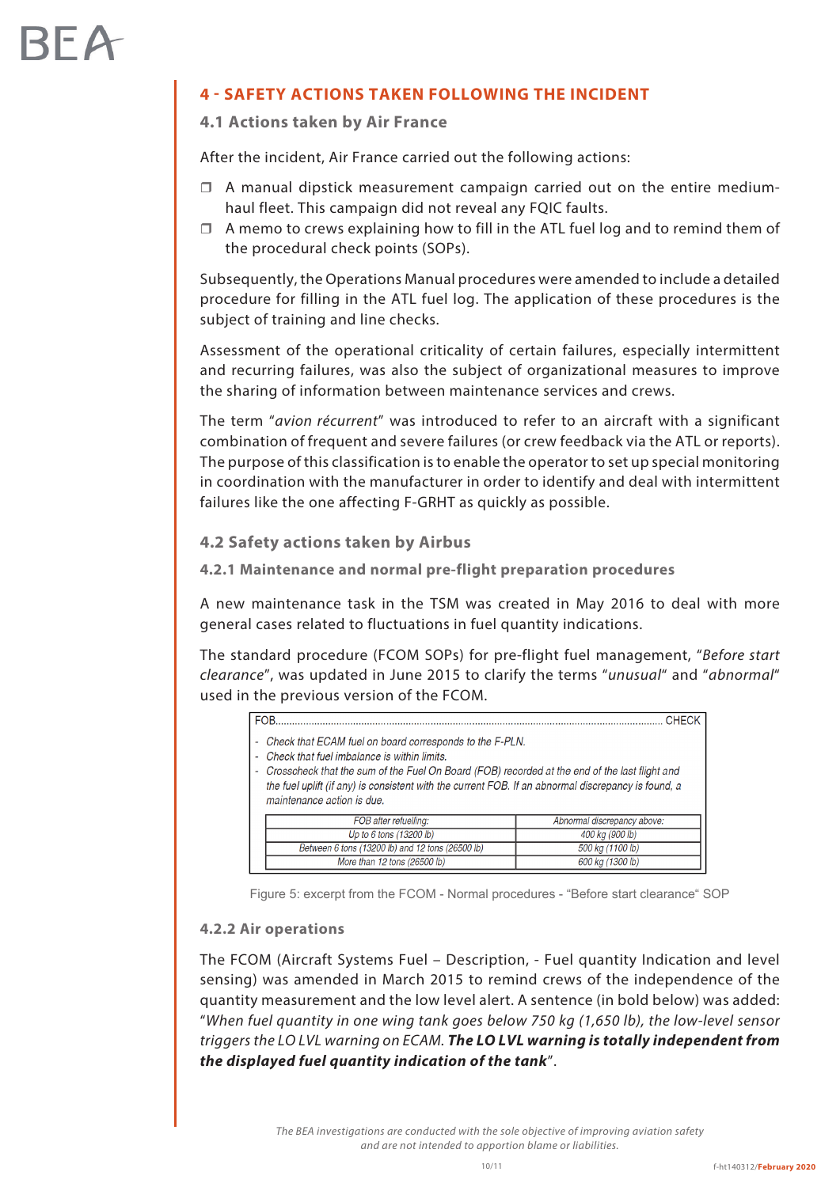## 4 - SAFETY ACTIONS TAKEN FOLLOWING THE INCIDENT

### 4.1 Actions taken by Air France

After the incident, Air France carried out the following actions:

- A manual dipstick measurement campaign carried out on the entire medium-haul fleet. This campaign did not reveal any FQIC faults.
- A memo to crews explaining how to fill in the ATL fuel log and to remind them of the procedural check points (SOPs).

Subsequently, the Operations Manual procedures were amended to include a detailed procedure for filling in the ATL fuel log. The application of these procedures is the subject of training and line checks.

Assessment of the operational criticality of certain failures, especially intermittent and recurring failures, was also the subject of organizational measures to improve the sharing of information between maintenance services and crews.

The term "*avion récurrent*" was introduced to refer to an aircraft with a significant combination of frequent and severe failures (or crew feedback via the ATL or reports). The purpose of this classification is to enable the operator to set up special monitoring in coordination with the manufacturer in order to identify and deal with intermittent failures like the one affecting F-GRHT as quickly as possible.

### 4.2 Safety actions taken by Airbus

#### 4.2.1 Maintenance and normal pre-flight preparation procedures

A new maintenance task in the TSM was created in May 2016 to deal with more general cases related to fluctuations in fuel quantity indications.

The standard procedure (FCOM SOPs) for pre-flight fuel management, "*Before start clearance*", was updated in June 2015 to clarify the terms "*unusual*" and "*abnormal*" used in the previous version of the FCOM.

FOB....................................................................................................................................... CHECK

- *Check that ECAM fuel on board corresponds to the F-PLN.*
- *Check that fuel imbalance is within limits.*
- *Crosscheck that the sum of the Fuel On Board (FOB) recorded at the end of the last flight and the fuel uplift (if any) is consistent with the current FOB. If an abnormal discrepancy is found, a maintenance action is due.*

| *FOB after refuelling:* | *Abnormal discrepancy above:* |
|---|---|
| *Up to 6 tons (13200 lb)* | *400 kg (900 lb)* |
| *Between 6 tons (13200 lb) and 12 tons (26500 lb)* | *500 kg (1100 lb)* |
| *More than 12 tons (26500 lb)* | *600 kg (1300 lb)* |

Figure 5: excerpt from the FCOM - Normal procedures - "Before start clearance" SOP

#### 4.2.2 Air operations

The FCOM (Aircraft Systems Fuel – Description, - Fuel quantity Indication and level sensing) was amended in March 2015 to remind crews of the independence of the quantity measurement and the low level alert. A sentence (in bold below) was added: "*When fuel quantity in one wing tank goes below 750 kg (1,650 lb), the low-level sensor triggers the LO LVL warning on ECAM.* ***The LO LVL warning is totally independent from the displayed fuel quantity indication of the tank***".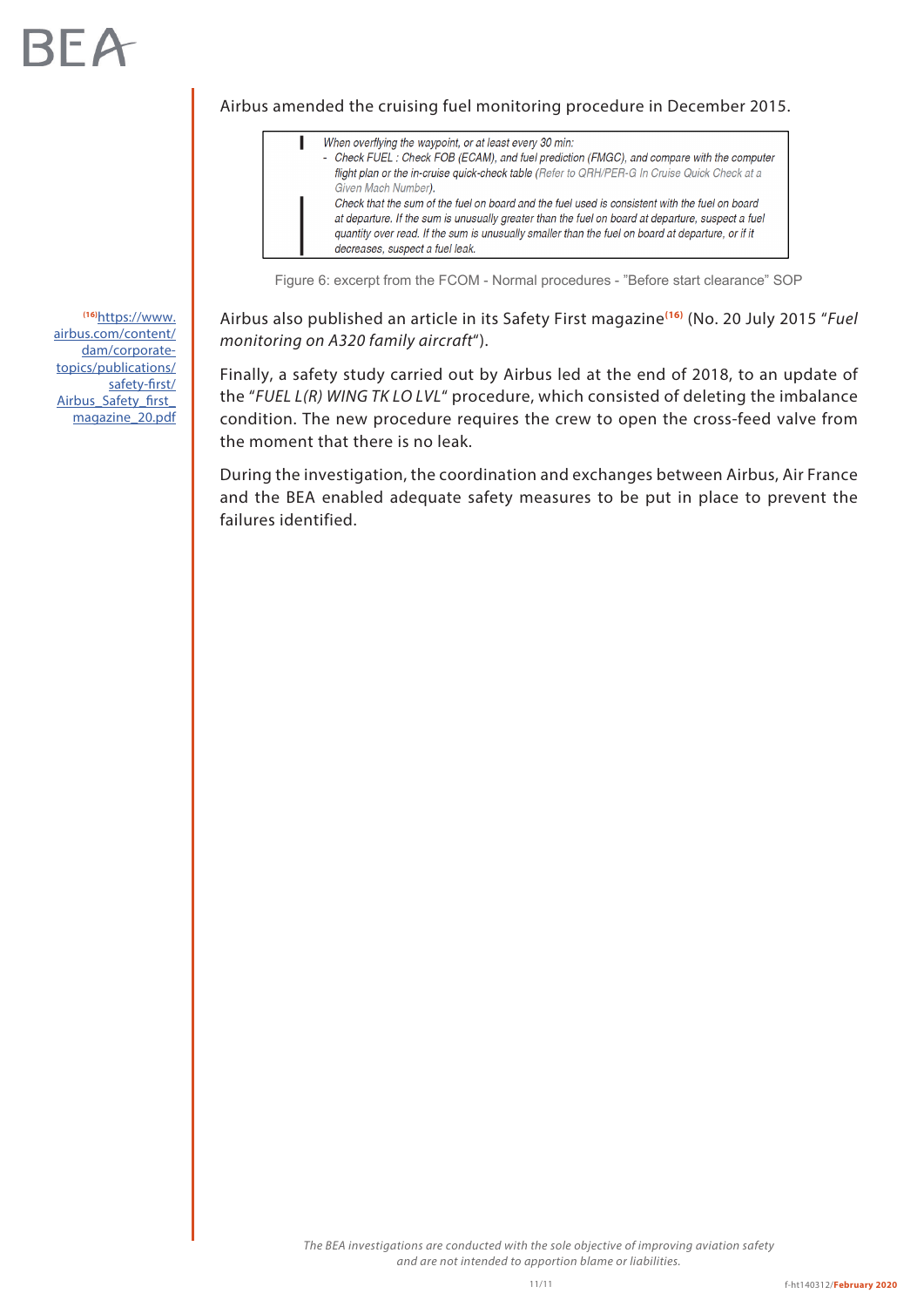Airbus amended the cruising fuel monitoring procedure in December 2015.

> When overflying the waypoint, or at least every 30 min:
> - Check FUEL : Check FOB (ECAM), and fuel prediction (FMGC), and compare with the computer flight plan or the in-cruise quick-check table (Refer to QRH/PER-G In Cruise Quick Check at a Given Mach Number).
>
>   Check that the sum of the fuel on board and the fuel used is consistent with the fuel on board at departure. If the sum is unusually greater than the fuel on board at departure, suspect a fuel quantity over read. If the sum is unusually smaller than the fuel on board at departure, or if it decreases, suspect a fuel leak.

Figure 6: excerpt from the FCOM - Normal procedures - "Before start clearance" SOP

Airbus also published an article in its Safety First magazine[16] (No. 20 July 2015 "*Fuel monitoring on A320 family aircraft*").

[16] https://www.airbus.com/content/dam/corporate-topics/publications/safety-first/Airbus_Safety_first_magazine_20.pdf

Finally, a safety study carried out by Airbus led at the end of 2018, to an update of the "*FUEL L(R) WING TK LO LVL*" procedure, which consisted of deleting the imbalance condition. The new procedure requires the crew to open the cross-feed valve from the moment that there is no leak.

During the investigation, the coordination and exchanges between Airbus, Air France and the BEA enabled adequate safety measures to be put in place to prevent the failures identified.